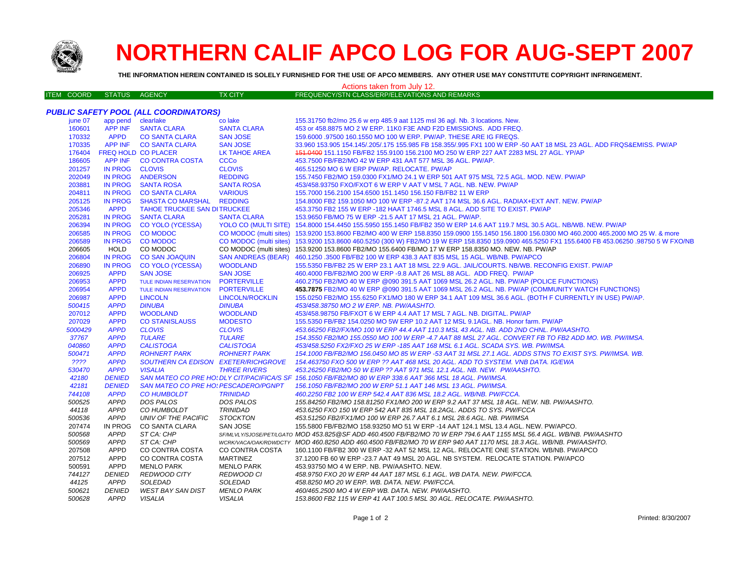# NORTHERN CALIF APCO LOG FOR AUG-SEPT 2007

**THE INFORMATION HEREIN CONTAINED IS SOLELY FURNISHED FOR THE USE OF APCO MEMBERS. ANY OTHER USE MAY CONSTITUTE COPYRIGHT INFRINGEMENT.**

Actions taken from July 12.

| ITEM | COORD | STATUS | AGENCY | TX CITY | FREQUENCY/STN CLASS/ERP/ELEVATIONS AND REMARKS |
|---|---|---|---|---|---|

***PUBLIC SAFETY POOL (ALL COORDINATORS)***

| ITEM COORD | STATUS | AGENCY | TX CITY | FREQUENCY/STN CLASS/ERP/ELEVATIONS AND REMARKS |
|---|---|---|---|---|
| june 07 | app pend | clearlake | co lake | 155.31750 fb2/mo 25.6 w erp 485.9 aat 1125 msl 36 agl. Nb. 3 locations. New. |
| 160601 | APP INF | SANTA CLARA | SANTA CLARA | 453 or 458.8875 MO 2 W ERP. 11K0 F3E AND F2D EMISSIONS. ADD FREQ. |
| 170332 | APPD | CO SANTA CLARA | SAN JOSE | 159.6000 .97500 160.1550 MO 100 W ERP. PW/AP. THESE ARE IG FREQS. |
| 170335 | APP INF | CO SANTA CLARA | SAN JOSE | 33.960 153.905 154.145/.205/.175 155.985 FB 158.355/.995 FX1 100 W ERP -50 AAT 18 MSL 23 AGL. ADD FRQS&EMISS. PW/AP |
| 176404 | FREQ HOLD | CO PLACER | LK TAHOE AREA | ~~151.0400~~ 151.1150 FB/FB2 155.9100 156.2100 MO 250 W ERP 227 AAT 2283 MSL 27 AGL. YP/AP |
| 186605 | APP INF | CO CONTRA COSTA | CCCo | 453.7500 FB/FB2/MO 42 W ERP 431 AAT 577 MSL 36 AGL. PW/AP. |
| 201257 | IN PROG | CLOVIS | CLOVIS | 465.51250 MO 6 W ERP PW/AP. RELOCATE. PW/AP |
| 202049 | IN PROG | ANDERSON | REDDING | 155.7450 FB2/MO 159.0300 FX1/MO 24.1 W ERP 501 AAT 975 MSL 72.5 AGL. MOD. NEW. PW/AP |
| 203881 | IN PROG | SANTA ROSA | SANTA ROSA | 453/458.93750 FXO/FXOT 6 W ERP V AAT V MSL 7 AGL. NB. NEW. PW/AP |
| 204811 | IN PROG | CO SANTA CLARA | VARIOUS | 155.7000 156.2100 154.6500 151.1450 156.150 FB/FB2 11 W ERP |
| 205125 | IN PROG | SHASTA CO MARSHAL | REDDING | 154.8000 FB2 159.1050 MO 100 W ERP -87.2 AAT 174 MSL 36.6 AGL. RADIAX+EXT ANT. NEW. PW/AP |
| 205346 | APPD | TAHOE TRUCKEE SAN DI | TRUCKEE | 453.3750 FB2 155 W ERP -182 HAAT 1746.5 MSL 8 AGL. ADD SITE TO EXIST. PW/AP |
| 205281 | IN PROG | SANTA CLARA | SANTA CLARA | 153.9650 FB/MO 75 W ERP -21.5 AAT 17 MSL 21 AGL. PW/AP. |
| 206394 | IN PROG | CO YOLO (YCESSA) | YOLO CO (MULTI SITE) | 154.8000 154.4450 155.5950 155.1450 FB/FB2 350 W ERP 14.6 AAT 119.7 MSL 30.5 AGL. NB/WB. NEW. PW/AP |
| 206585 | IN PROG | CO MODOC | CO MODOC (multi sites) | 153.9200 153.8600 FB2/MO 400 W ERP 158.8350 159.0900 155.1450 156.1800 156.0300 MO 460.2000 465.2000 MO 25 W. & more |
| 206589 | IN PROG | CO MODOC | CO MODOC (multi sites) | 153.9200 153.8600 460.5250 (300 W) FB2/MO 19 W ERP 158.8350 159.0900 465.5250 FX1 155.6400 FB 453.06250 .98750 5 W FXO/NB |
| 206605 | HOLD | CO MODOC | CO MODOC (multi sites) | 153.9200 153.8600 FB2/MO 155.6400 FB/MO 17 W ERP 158.8350 MO. NEW. NB. PW/AP |
| 206804 | IN PROG | CO SAN JOAQUIN | SAN ANDREAS (BEAR) | 460.1250 .3500 FB/FB2 100 W ERP 438.3 AAT 835 MSL 15 AGL. WB/NB. PW/APCO |
| 206890 | IN PROG | CO YOLO (YCESSA) | WOODLAND | 155.5350 FB/FB2 25 W ERP 23.1 AAT 18 MSL 22.9 AGL. JAIL/COURTS. NB/WB. RECONFIG EXIST. PW/AP |
| 206925 | APPD | SAN JOSE | SAN JOSE | 460.4000 FB/FB2/MO 200 W ERP -9.8 AAT 26 MSL 88 AGL. ADD FREQ. PW/AP |
| 206953 | APPD | TULE INDIAN RESERVATION | PORTERVILLE | 460.2750 FB2/MO 40 W ERP @090 391.5 AAT 1069 MSL 26.2 AGL. NB. PW/AP (POLICE FUNCTIONS) |
| 206954 | APPD | TULE INDIAN RESERVATION | PORTERVILLE | **453.7875** FB2/MO 40 W ERP @090 391.5 AAT 1069 MSL 26.2 AGL. NB. PW/AP (COMMUNITY WATCH FUNCTIONS) |
| 206987 | APPD | LINCOLN | LINCOLN/ROCKLIN | 155.0250 FB2/MO 155.6250 FX1/MO 180 W ERP 34.1 AAT 109 MSL 36.6 AGL. (BOTH F CURRENTLY IN USE) PW/AP. |
| *500415* | *APPD* | *DINUBA* | *DINUBA* | *453/458.38750 MO 2 W ERP. NB. PW/AASHTO.* |
| 207012 | APPD | WOODLAND | WOODLAND | 453/458.98750 FB/FXOT 6 W ERP 4.4 AAT 17 MSL 7 AGL. NB. DIGITAL. PW/AP |
| 207029 | APPD | CO STANISLAUSS | MODESTO | 155.5350 FB/FB2 154.0250 MO 5W ERP 10.2 AAT 12 MSL 9.1AGL. NB. Honor farm. PW/AP |
| *5000429* | *APPD* | *CLOVIS* | *CLOVIS* | *453.66250 FB2/FX/MO 100 W ERP 44.4 AAT 110.3 MSL 43 AGL. NB. ADD 2ND CHNL. PW/AASHTO.* |
| *37767* | *APPD* | *TULARE* | *TULARE* | *154.3550 FB2/MO 155.0550 MO 100 W ERP -4.7 AAT 88 MSL 27 AGL. CONVERT FB TO FB2 ADD MO. WB. PW/IMSA.* |
| *040860* | *APPD* | *CALISTOGA* | *CALISTOGA* | *453/458.5250 FX2/FXO 25 W ERP -185 AAT 168 MSL 6.1 AGL. SCADA SYS. WB. PW/IMSA.* |
| *500471* | *APPD* | *ROHNERT PARK* | *ROHNERT PARK* | *154.1000 FB/FB2/MO 156.0450 MO 85 W ERP -53 AAT 31 MSL 27.1 AGL. ADDS STNS TO EXIST SYS. PW/IMSA. WB.* |
| *????* | *APPD* | *SOUTHERN CA EDISON* | *EXETER/RICHGROVE* | *154.463750 FXO 500 W ERP ?? AAT 468 MSL 20 AGL. ADD TO SYSTEM. VNB DATA. IG/EWA* |
| *530470* | *APPD* | *VISALIA* | *THREE RIVERS* | *453.26250 FB2/MO 50 W ERP ?? AAT 971 MSL 12.1 AGL. NB. NEW. PW/AASHTO.* |
| *42180* | *DENIED* | *SAN MATEO CO PRE HO:* | *DLY CIT/PACIFICA/S SF* | *156.1050 FB/FB2/MO 80 W ERP 338.6 AAT 366 MSL 18 AGL. PW/IMSA.* |
| *42181* | *DENIED* | *SAN MATEO CO PRE HO:* | *PESCADERO/PGNPT* | *156.1050 FB/FB2/MO 200 W ERP 51.1 AAT 146 MSL 13 AGL. PW/IMSA.* |
| *744108* | *APPD* | *CO HUMBOLDT* | *TRINIDAD* | *460.2250 FB2 100 W ERP 542.4 AAT 836 MSL 18.2 AGL. WB/NB. PW/FCCA.* |
| *500525* | *APPD* | *DOS PALOS* | *DOS PALOS* | *155.84250 FB2/MO 158.81250 FX1/MO 200 W ERP 9.2 AAT 37 MSL 18 AGL. NEW. NB. PW/AASHTO.* |
| *44118* | *APPD* | *CO HUMBOLDT* | *TRINIDAD* | *453.6250 FXO 150 W ERP 542 AAT 835 MSL 18.2AGL. ADDS TO SYS. PW/FCCA* |
| *500536* | *APPD* | *UNIV OF THE PACIFIC* | *STOCKTON* | *453.51250 FB2/FX1/MO 100 W ERP 26.7 AAT 6.1 MSL 28.6 AGL. NB. PW/IMSA* |
| 207474 | IN PROG | CO SANTA CLARA | SAN JOSE | 155.5800 FB/FB2/MO 158.93250 MO 51 W ERP -14 AAT 124.1 MSL 13.4 AGL. NEW. PW/APCO. |
| *500568* | *APPD* | *ST CA: CHP* | *SF/MLVLY/SJOSE/PET/LGATO* | *MOD 453.825@SF ADD 460.4500 FB/FB2/MO 70 W ERP 794.6 AAT 1155 MSL 56.4 AGL. WB/NB. PW/AASHTO* |
| *500569* | *APPD* | *ST CA: CHP* | *WCRK/VACA/OAK/RDWDCTY* | *MOD 460.8250 ADD 460.4500 FB/FB2/MO 70 W ERP 940 AAT 1170 MSL 18.3 AGL. WB/NB. PW/AASHTO.* |
| 207508 | APPD | CO CONTRA COSTA | CO CONTRA COSTA | 160.1100 FB/FB2 300 W ERP -32 AAT 52 MSL 12 AGL. RELOCATE ONE STATION. WB/NB. PW/APCO |
| 207512 | APPD | CO CONTRA COSTA | MARTINEZ | 37.1200 FB 60 W ERP -23.7 AAT 49 MSL 20 AGL. NB SYSTEM. RELOCATE STATION. PW/APCO |
| 500591 | APPD | MENLO PARK | MENLO PARK | 453.93750 MO 4 W ERP. NB. PW/AASHTO. NEW. |
| *744127* | *DENIED* | *REDWOOD CITY* | *REDWOOD CI* | *458.9750 FXO 20 W ERP 44 AAT 187 MSL 6.1 AGL. WB DATA. NEW. PW/FCCA.* |
| *44125* | *APPD* | *SOLEDAD* | *SOLEDAD* | *458.8250 MO 20 W ERP. WB. DATA. NEW. PW/FCCA.* |
| *500621* | *DENIED* | *WEST BAY SAN DIST* | *MENLO PARK* | *460/465.2500 MO 4 W ERP WB. DATA. NEW. PW/AASHTO.* |
| *500628* | *APPD* | *VISALIA* | *VISALIA* | *153.8600 FB2 115 W ERP 41 AAT 100.5 MSL 30 AGL. RELOCATE. PW/AASHTO.* |

Printed: 8/30/2007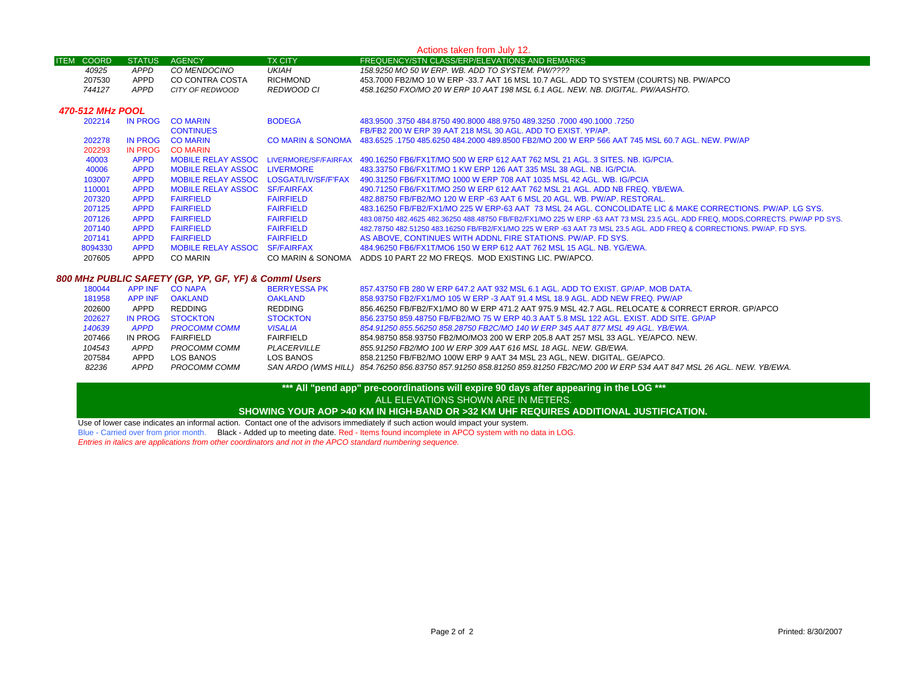Actions taken from July 12.

| ITEM | COORD | STATUS | AGENCY | TX CITY | FREQUENCY/STN CLASS/ERP/ELEVATIONS AND REMARKS |
|---|---|---|---|---|---|
| | *40925* | *APPD* | *CO MENDOCINO* | *UKIAH* | *158.9250 MO 50 W ERP. WB. ADD TO SYSTEM. PW/????* |
| | 207530 | APPD | CO CONTRA COSTA | RICHMOND | 453.7000 FB2/MO 10 W ERP -33.7 AAT 16 MSL 10.7 AGL. ADD TO SYSTEM (COURTS) NB. PW/APCO |
| | *744127* | *APPD* | *CITY OF REDWOOD* | *REDWOOD CI* | *458.16250 FXO/MO 20 W ERP 10 AAT 198 MSL 6.1 AGL. NEW. NB. DIGITAL. PW/AASHTO.* |
| ***470-512 MHz POOL*** | | | | | |
| | 202214 | IN PROG | CO MARIN | BODEGA | 483.9500 .3750 484.8750 490.8000 488.9750 489.3250 .7000 490.1000 .7250 |
| | | | CONTINUES | | FB/FB2 200 W ERP 39 AAT 218 MSL 30 AGL. ADD TO EXIST. YP/AP. |
| | 202278 | IN PROG | CO MARIN | CO MARIN & SONOMA | 483.6525 .1750 485.6250 484.2000 489.8500 FB2/MO 200 W ERP 566 AAT 745 MSL 60.7 AGL. NEW. PW/AP |
| | 202293 | IN PROG | CO MARIN | | |
| | 40003 | APPD | MOBILE RELAY ASSOC | LIVERMORE/SF/FAIRFAX | 490.16250 FB6/FX1T/MO 500 W ERP 612 AAT 762 MSL 21 AGL. 3 SITES. NB. IG/PCIA. |
| | 40006 | APPD | MOBILE RELAY ASSOC | LIVERMORE | 483.33750 FB6/FX1T/MO 1 KW ERP 126 AAT 335 MSL 38 AGL. NB. IG/PCIA. |
| | 103007 | APPD | MOBILE RELAY ASSOC | LOSGAT/LIV/SF/F'FAX | 490.31250 FB6/FX1T/MO 1000 W ERP 708 AAT 1035 MSL 42 AGL. WB. IG/PCIA |
| | 110001 | APPD | MOBILE RELAY ASSOC | SF/FAIRFAX | 490.71250 FB6/FX1T/MO 250 W ERP 612 AAT 762 MSL 21 AGL. ADD NB FREQ. YB/EWA. |
| | 207320 | APPD | FAIRFIELD | FAIRFIELD | 482.88750 FB/FB2/MO 120 W ERP -63 AAT 6 MSL 20 AGL. WB. PW/AP. RESTORAL. |
| | 207125 | APPD | FAIRFIELD | FAIRFIELD | 483.16250 FB/FB2/FX1/MO 225 W ERP-63 AAT 73 MSL 24 AGL. CONCOLIDATE LIC & MAKE CORRECTIONS. PW/AP. LG SYS. |
| | 207126 | APPD | FAIRFIELD | FAIRFIELD | 483.08750 482.4625 482.36250 488.48750 FB/FB2/FX1/MO 225 W ERP -63 AAT 73 MSL 23.5 AGL. ADD FREQ, MODS,CORRECTS. PW/AP PD SYS. |
| | 207140 | APPD | FAIRFIELD | FAIRFIELD | 482.78750 482.51250 483.16250 FB/FB2/FX1/MO 225 W ERP -63 AAT 73 MSL 23.5 AGL. ADD FREQ & CORRECTIONS. PW/AP. FD SYS. |
| | 207141 | APPD | FAIRFIELD | FAIRFIELD | AS ABOVE, CONTINUES WITH ADDNL FIRE STATIONS. PW/AP. FD SYS. |
| | 8094330 | APPD | MOBILE RELAY ASSOC | SF/FAIRFAX | 484.96250 FB6/FX1T/MO6 150 W ERP 612 AAT 762 MSL 15 AGL. NB. YG/EWA. |
| | 207605 | APPD | CO MARIN | CO MARIN & SONOMA | ADDS 10 PART 22 MO FREQS. MOD EXISTING LIC. PW/APCO. |
| ***800 MHz PUBLIC SAFETY (GP, YP, GF, YF) & Comml Users*** | | | | | |
| | 180044 | APP INF | CO NAPA | BERRYESSA PK | 857.43750 FB 280 W ERP 647.2 AAT 932 MSL 6.1 AGL. ADD TO EXIST. GP/AP. MOB DATA. |
| | 181958 | APP INF | OAKLAND | OAKLAND | 858.93750 FB2/FX1/MO 105 W ERP -3 AAT 91.4 MSL 18.9 AGL. ADD NEW FREQ. PW/AP |
| | 202600 | APPD | REDDING | REDDING | 856.46250 FB/FB2/FX1/MO 80 W ERP 471.2 AAT 975.9 MSL 42.7 AGL. RELOCATE & CORRECT ERROR. GP/APCO |
| | 202627 | IN PROG | STOCKTON | STOCKTON | 856.23750 859.48750 FB/FB2/MO 75 W ERP 40.3 AAT 5.8 MSL 122 AGL. EXIST. ADD SITE. GP/AP |
| | *140639* | *APPD* | *PROCOMM COMM* | *VISALIA* | *854.91250 855.56250 858.28750 FB2C/MO 140 W ERP 345 AAT 877 MSL 49 AGL. YB/EWA.* |
| | 207466 | IN PROG | FAIRFIELD | FAIRFIELD | 854.98750 858.93750 FB2/MO/MO3 200 W ERP 205.8 AAT 257 MSL 33 AGL. YE/APCO. NEW. |
| | *104543* | *APPD* | *PROCOMM COMM* | *PLACERVILLE* | *855.91250 FB2/MO 100 W ERP 309 AAT 616 MSL 18 AGL. NEW. GB/EWA.* |
| | 207584 | APPD | LOS BANOS | LOS BANOS | 858.21250 FB/FB2/MO 100W ERP 9 AAT 34 MSL 23 AGL, NEW. DIGITAL. GE/APCO. |
| | *82236* | *APPD* | *PROCOMM COMM* | *SAN ARDO (WMS HILL)* | *854.76250 856.83750 857.91250 858.81250 859.81250 FB2C/MO 200 W ERP 534 AAT 847 MSL 26 AGL. NEW. YB/EWA.* |

**\*\*\* All "pend app" pre-coordinations will expire 90 days after appearing in the LOG \*\*\***

ALL ELEVATIONS SHOWN ARE IN METERS.

**SHOWING YOUR AOP >40 KM IN HIGH-BAND OR >32 KM UHF REQUIRES ADDITIONAL JUSTIFICATION.**

Use of lower case indicates an informal action. Contact one of the advisors immediately if such action would impact your system.

Blue - Carried over from prior month. Black - Added up to meeting date. Red - Items found incomplete in APCO system with no data in LOG.

*Entries in italics are applications from other coordinators and not in the APCO standard numbering sequence.*

Printed: 8/30/2007